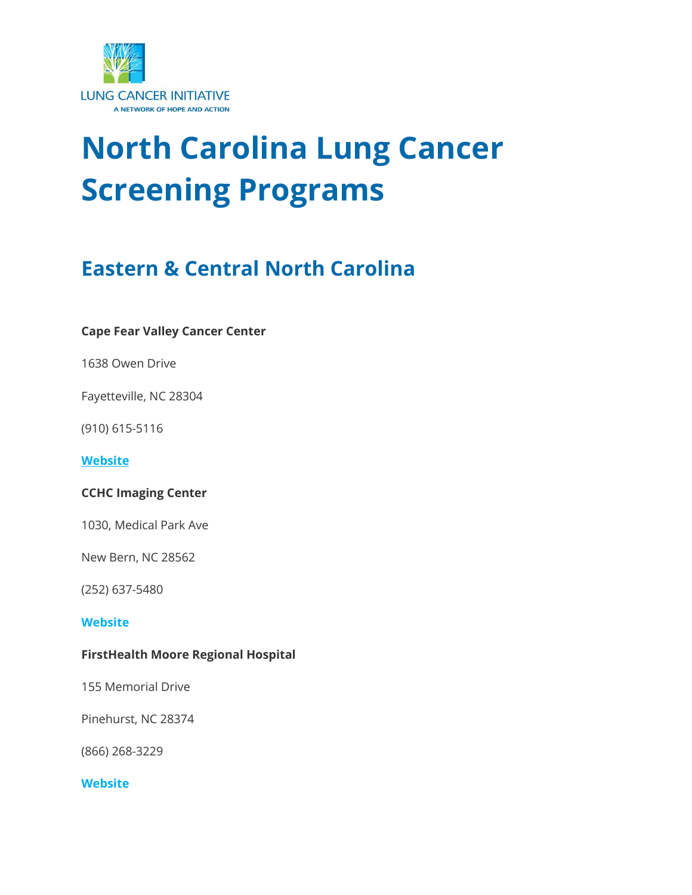LUNG CANCER INITIATIVE
A NETWORK OF HOPE AND ACTION

# North Carolina Lung Cancer Screening Programs

## Eastern & Central North Carolina

**Cape Fear Valley Cancer Center**

1638 Owen Drive

Fayetteville, NC 28304

(910) 615-5116

**Website**

**CCHC Imaging Center**

1030, Medical Park Ave

New Bern, NC 28562

(252) 637-5480

**Website**

**FirstHealth Moore Regional Hospital**

155 Memorial Drive

Pinehurst, NC 28374

(866) 268-3229

**Website**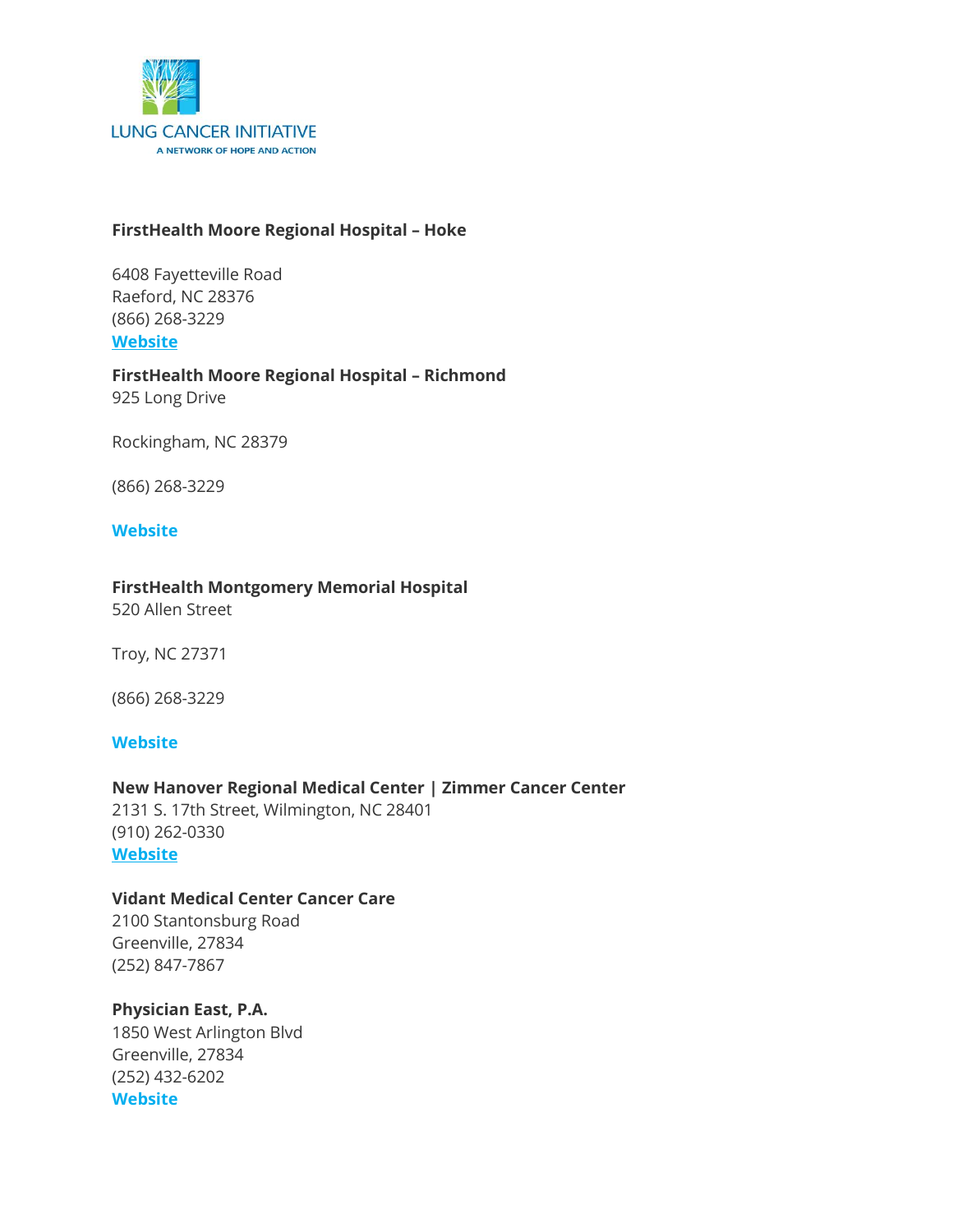**FirstHealth Moore Regional Hospital – Hoke**

6408 Fayetteville Road
Raeford, NC 28376
(866) 268-3229
**Website**

**FirstHealth Moore Regional Hospital – Richmond**
925 Long Drive

Rockingham, NC 28379

(866) 268-3229

**Website**

**FirstHealth Montgomery Memorial Hospital**
520 Allen Street

Troy, NC 27371

(866) 268-3229

**Website**

**New Hanover Regional Medical Center | Zimmer Cancer Center**
2131 S. 17th Street, Wilmington, NC 28401
(910) 262-0330
**Website**

**Vidant Medical Center Cancer Care**
2100 Stantonsburg Road
Greenville, 27834
(252) 847-7867

**Physician East, P.A.**
1850 West Arlington Blvd
Greenville, 27834
(252) 432-6202
**Website**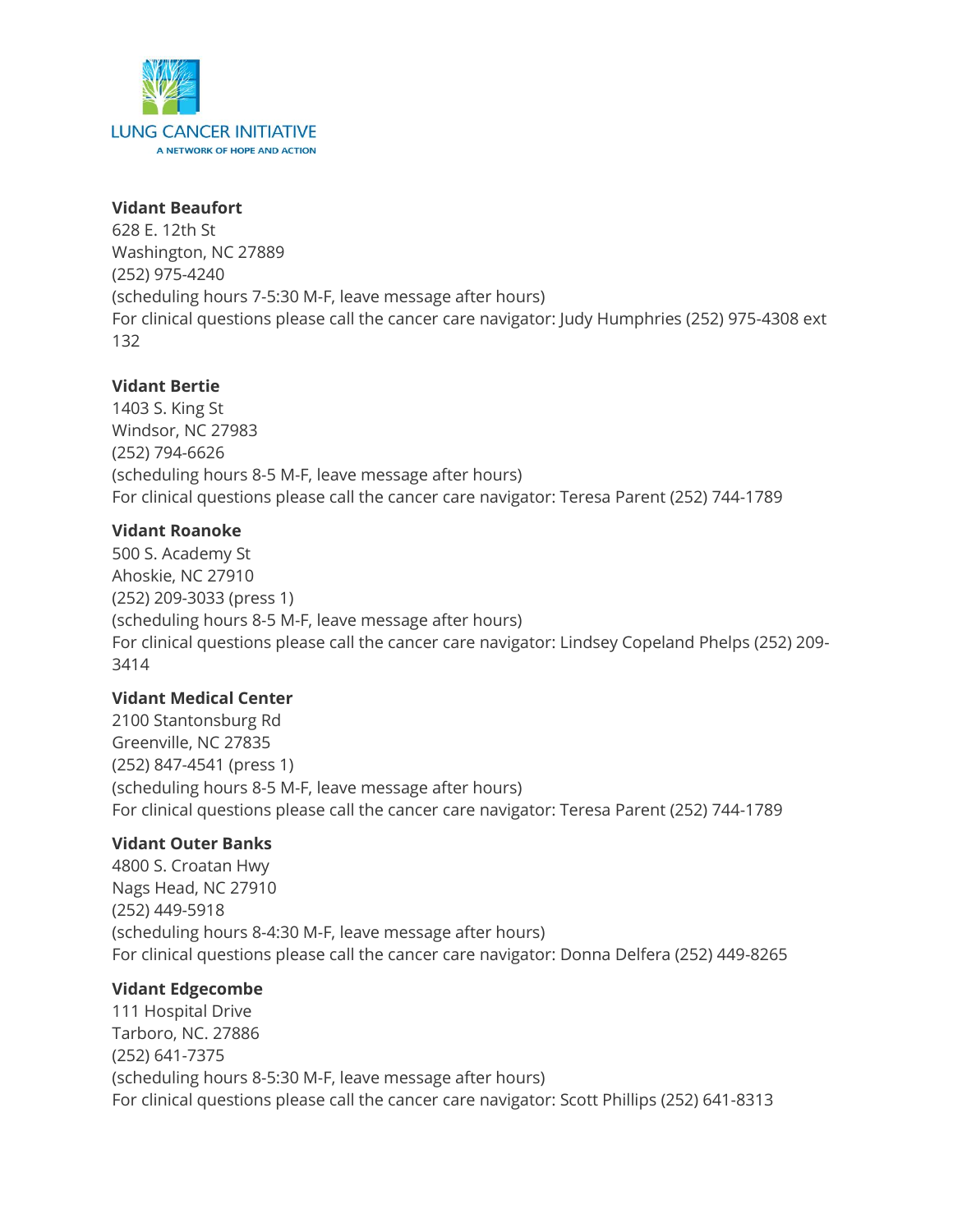LUNG CANCER INITIATIVE
A NETWORK OF HOPE AND ACTION

**Vidant Beaufort**
628 E. 12th St
Washington, NC 27889
(252) 975-4240
(scheduling hours 7-5:30 M-F, leave message after hours)
For clinical questions please call the cancer care navigator: Judy Humphries (252) 975-4308 ext 132

**Vidant Bertie**
1403 S. King St
Windsor, NC 27983
(252) 794-6626
(scheduling hours 8-5 M-F, leave message after hours)
For clinical questions please call the cancer care navigator: Teresa Parent (252) 744-1789

**Vidant Roanoke**
500 S. Academy St
Ahoskie, NC 27910
(252) 209-3033 (press 1)
(scheduling hours 8-5 M-F, leave message after hours)
For clinical questions please call the cancer care navigator: Lindsey Copeland Phelps (252) 209-3414

**Vidant Medical Center**
2100 Stantonsburg Rd
Greenville, NC 27835
(252) 847-4541 (press 1)
(scheduling hours 8-5 M-F, leave message after hours)
For clinical questions please call the cancer care navigator: Teresa Parent (252) 744-1789

**Vidant Outer Banks**
4800 S. Croatan Hwy
Nags Head, NC 27910
(252) 449-5918
(scheduling hours 8-4:30 M-F, leave message after hours)
For clinical questions please call the cancer care navigator: Donna Delfera (252) 449-8265

**Vidant Edgecombe**
111 Hospital Drive
Tarboro, NC. 27886
(252) 641-7375
(scheduling hours 8-5:30 M-F, leave message after hours)
For clinical questions please call the cancer care navigator: Scott Phillips (252) 641-8313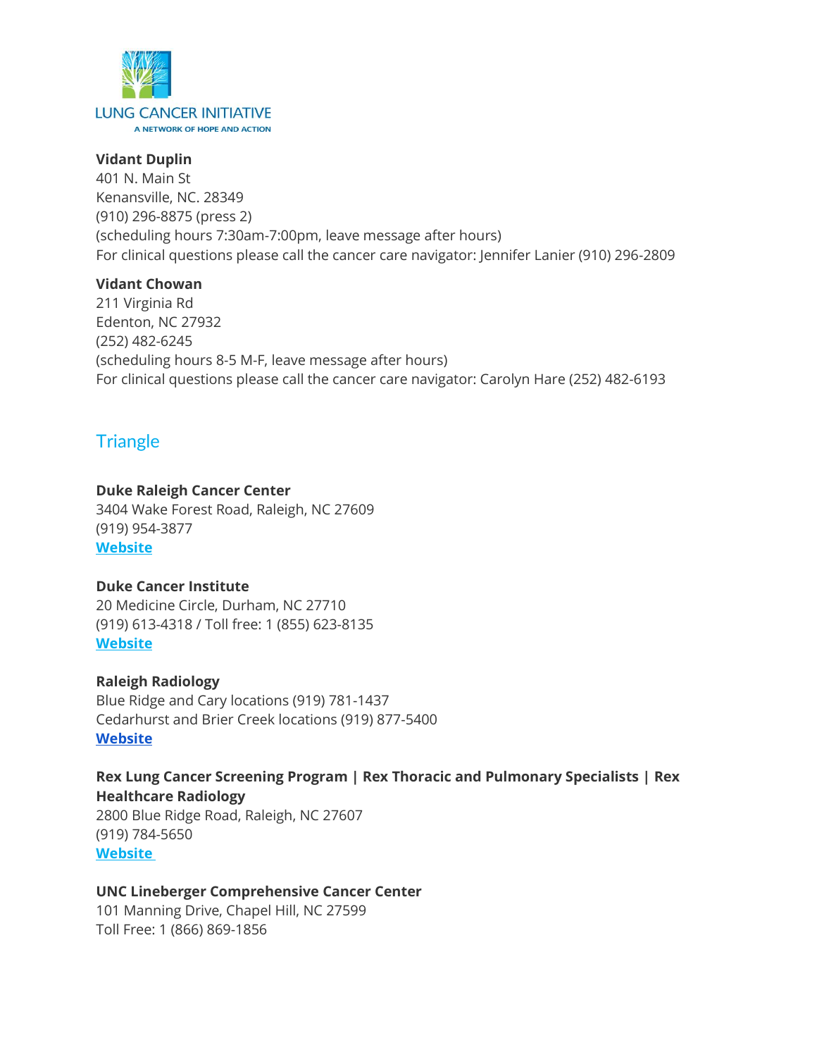**Vidant Duplin**
401 N. Main St
Kenansville, NC. 28349
(910) 296-8875 (press 2)
(scheduling hours 7:30am-7:00pm, leave message after hours)
For clinical questions please call the cancer care navigator: Jennifer Lanier (910) 296-2809

**Vidant Chowan**
211 Virginia Rd
Edenton, NC 27932
(252) 482-6245
(scheduling hours 8-5 M-F, leave message after hours)
For clinical questions please call the cancer care navigator: Carolyn Hare (252) 482-6193

## Triangle

**Duke Raleigh Cancer Center**
3404 Wake Forest Road, Raleigh, NC 27609
(919) 954-3877
**Website**

**Duke Cancer Institute**
20 Medicine Circle, Durham, NC 27710
(919) 613-4318 / Toll free: 1 (855) 623-8135
**Website**

**Raleigh Radiology**
Blue Ridge and Cary locations (919) 781-1437
Cedarhurst and Brier Creek locations (919) 877-5400
**Website**

**Rex Lung Cancer Screening Program | Rex Thoracic and Pulmonary Specialists | Rex Healthcare Radiology**
2800 Blue Ridge Road, Raleigh, NC 27607
(919) 784-5650
**Website**

**UNC Lineberger Comprehensive Cancer Center**
101 Manning Drive, Chapel Hill, NC 27599
Toll Free: 1 (866) 869-1856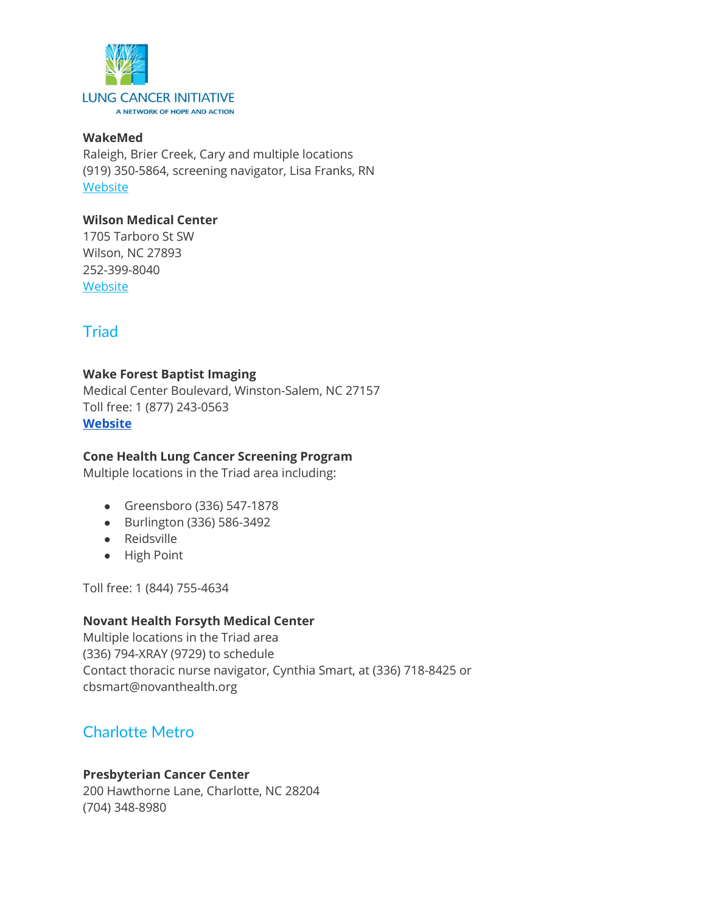**WakeMed**
Raleigh, Brier Creek, Cary and multiple locations
(919) 350-5864, screening navigator, Lisa Franks, RN
Website

**Wilson Medical Center**
1705 Tarboro St SW
Wilson, NC 27893
252-399-8040
Website

## Triad

**Wake Forest Baptist Imaging**
Medical Center Boulevard, Winston-Salem, NC 27157
Toll free: 1 (877) 243-0563
**Website**

**Cone Health Lung Cancer Screening Program**
Multiple locations in the Triad area including:

- Greensboro (336) 547-1878
- Burlington (336) 586-3492
- Reidsville
- High Point

Toll free: 1 (844) 755-4634

**Novant Health Forsyth Medical Center**
Multiple locations in the Triad area
(336) 794-XRAY (9729) to schedule
Contact thoracic nurse navigator, Cynthia Smart, at (336) 718-8425 or cbsmart@novanthealth.org

## Charlotte Metro

**Presbyterian Cancer Center**
200 Hawthorne Lane, Charlotte, NC 28204
(704) 348-8980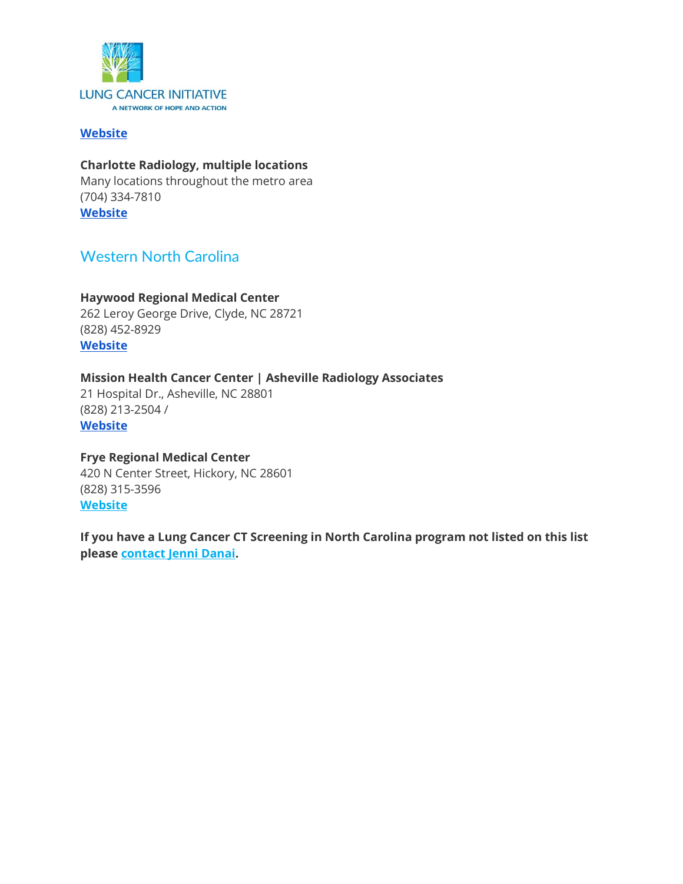**Website**

**Charlotte Radiology, multiple locations**
Many locations throughout the metro area
(704) 334-7810
**Website**

## Western North Carolina

**Haywood Regional Medical Center**
262 Leroy George Drive, Clyde, NC 28721
(828) 452-8929
**Website**

**Mission Health Cancer Center | Asheville Radiology Associates**
21 Hospital Dr., Asheville, NC 28801
(828) 213-2504 /
**Website**

**Frye Regional Medical Center**
420 N Center Street, Hickory, NC 28601
(828) 315-3596
**Website**

**If you have a Lung Cancer CT Screening in North Carolina program not listed on this list please contact Jenni Danai.**